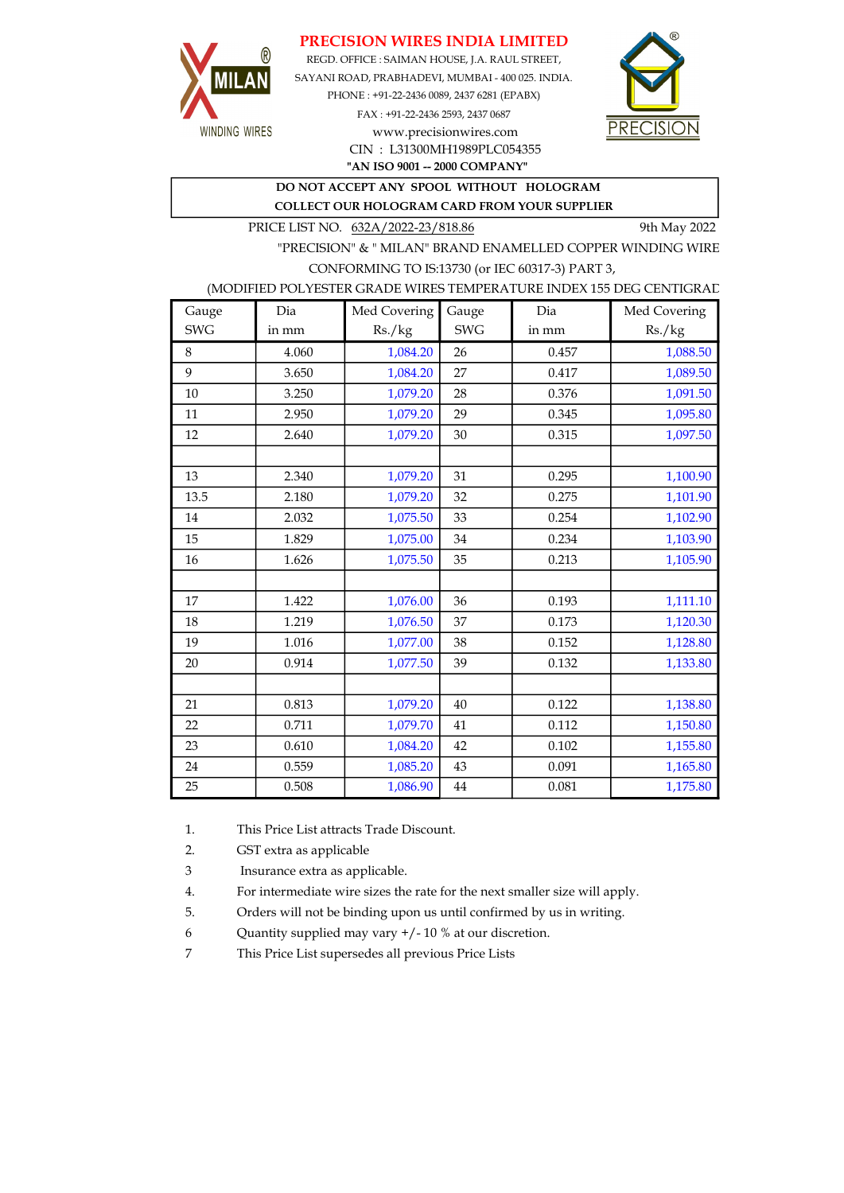# PRECISION WIRES INDIA LIMITED

REGD. OFFICE : SAIMAN HOUSE, J.A. RAUL STREET,
SAYANI ROAD, PRABHADEVI, MUMBAI - 400 025. INDIA.
PHONE : +91-22-2436 0089, 2437 6281 (EPABX)
FAX : +91-22-2436 2593, 2437 0687
www.precisionwires.com
CIN : L31300MH1989PLC054355
**"AN ISO 9001 -- 2000 COMPANY"**

MILAN WINDING WIRES

PRECISION

**DO NOT ACCEPT ANY SPOOL WITHOUT HOLOGRAM**
**COLLECT OUR HOLOGRAM CARD FROM YOUR SUPPLIER**

PRICE LIST NO. 632A/2022-23/818.86 — 9th May 2022

"PRECISION" & " MILAN" BRAND ENAMELLED COPPER WINDING WIRE
CONFORMING TO IS:13730 (or IEC 60317-3) PART 3,
(MODIFIED POLYESTER GRADE WIRES TEMPERATURE INDEX 155 DEG CENTIGRAD

| Gauge SWG | Dia in mm | Med Covering Rs./kg | Gauge SWG | Dia in mm | Med Covering Rs./kg |
|---|---|---|---|---|---|
| 8 | 4.060 | 1,084.20 | 26 | 0.457 | 1,088.50 |
| 9 | 3.650 | 1,084.20 | 27 | 0.417 | 1,089.50 |
| 10 | 3.250 | 1,079.20 | 28 | 0.376 | 1,091.50 |
| 11 | 2.950 | 1,079.20 | 29 | 0.345 | 1,095.80 |
| 12 | 2.640 | 1,079.20 | 30 | 0.315 | 1,097.50 |
| | | | | | |
| 13 | 2.340 | 1,079.20 | 31 | 0.295 | 1,100.90 |
| 13.5 | 2.180 | 1,079.20 | 32 | 0.275 | 1,101.90 |
| 14 | 2.032 | 1,075.50 | 33 | 0.254 | 1,102.90 |
| 15 | 1.829 | 1,075.00 | 34 | 0.234 | 1,103.90 |
| 16 | 1.626 | 1,075.50 | 35 | 0.213 | 1,105.90 |
| | | | | | |
| 17 | 1.422 | 1,076.00 | 36 | 0.193 | 1,111.10 |
| 18 | 1.219 | 1,076.50 | 37 | 0.173 | 1,120.30 |
| 19 | 1.016 | 1,077.00 | 38 | 0.152 | 1,128.80 |
| 20 | 0.914 | 1,077.50 | 39 | 0.132 | 1,133.80 |
| | | | | | |
| 21 | 0.813 | 1,079.20 | 40 | 0.122 | 1,138.80 |
| 22 | 0.711 | 1,079.70 | 41 | 0.112 | 1,150.80 |
| 23 | 0.610 | 1,084.20 | 42 | 0.102 | 1,155.80 |
| 24 | 0.559 | 1,085.20 | 43 | 0.091 | 1,165.80 |
| 25 | 0.508 | 1,086.90 | 44 | 0.081 | 1,175.80 |

1. This Price List attracts Trade Discount.
2. GST extra as applicable
3 Insurance extra as applicable.
4. For intermediate wire sizes the rate for the next smaller size will apply.
5. Orders will not be binding upon us until confirmed by us in writing.
6 Quantity supplied may vary +/- 10 % at our discretion.
7 This Price List supersedes all previous Price Lists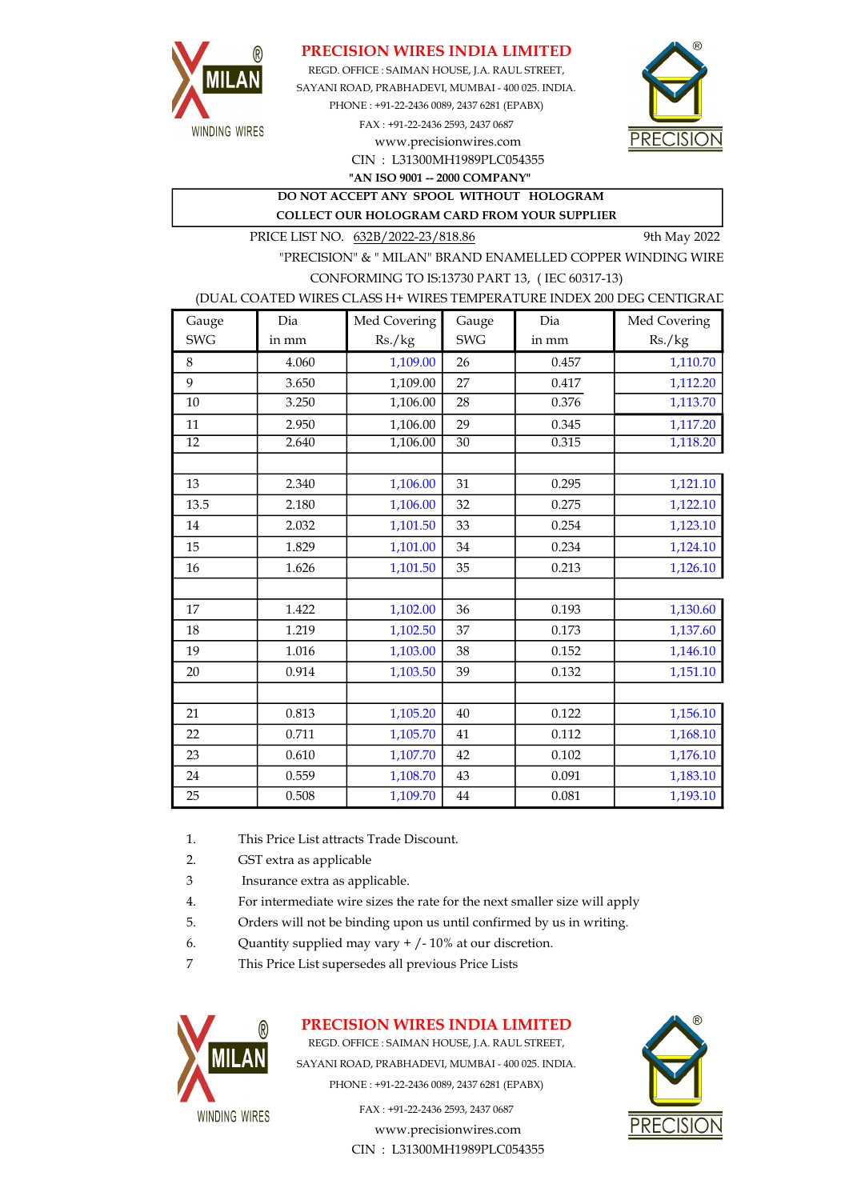# PRECISION WIRES INDIA LIMITED

REGD. OFFICE : SAIMAN HOUSE, J.A. RAUL STREET,
SAYANI ROAD, PRABHADEVI, MUMBAI - 400 025. INDIA.
PHONE : +91-22-2436 0089, 2437 6281 (EPABX)
FAX : +91-22-2436 2593, 2437 0687
www.precisionwires.com
CIN : L31300MH1989PLC054355
**"AN ISO 9001 -- 2000 COMPANY"**

**DO NOT ACCEPT ANY SPOOL WITHOUT HOLOGRAM**
**COLLECT OUR HOLOGRAM CARD FROM YOUR SUPPLIER**

PRICE LIST NO. 632B/2022-23/818.86 9th May 2022

"PRECISION" & " MILAN" BRAND ENAMELLED COPPER WINDING WIRE
CONFORMING TO IS:13730 PART 13, ( IEC 60317-13)
(DUAL COATED WIRES CLASS H+ WIRES TEMPERATURE INDEX 200 DEG CENTIGRAD

| Gauge SWG | Dia in mm | Med Covering Rs./kg | Gauge SWG | Dia in mm | Med Covering Rs./kg |
|---|---|---|---|---|---|
| 8 | 4.060 | 1,109.00 | 26 | 0.457 | 1,110.70 |
| 9 | 3.650 | 1,109.00 | 27 | 0.417 | 1,112.20 |
| 10 | 3.250 | 1,106.00 | 28 | 0.376 | 1,113.70 |
| 11 | 2.950 | 1,106.00 | 29 | 0.345 | 1,117.20 |
| 12 | 2.640 | 1,106.00 | 30 | 0.315 | 1,118.20 |
| | | | | | |
| 13 | 2.340 | 1,106.00 | 31 | 0.295 | 1,121.10 |
| 13.5 | 2.180 | 1,106.00 | 32 | 0.275 | 1,122.10 |
| 14 | 2.032 | 1,101.50 | 33 | 0.254 | 1,123.10 |
| 15 | 1.829 | 1,101.00 | 34 | 0.234 | 1,124.10 |
| 16 | 1.626 | 1,101.50 | 35 | 0.213 | 1,126.10 |
| | | | | | |
| 17 | 1.422 | 1,102.00 | 36 | 0.193 | 1,130.60 |
| 18 | 1.219 | 1,102.50 | 37 | 0.173 | 1,137.60 |
| 19 | 1.016 | 1,103.00 | 38 | 0.152 | 1,146.10 |
| 20 | 0.914 | 1,103.50 | 39 | 0.132 | 1,151.10 |
| | | | | | |
| 21 | 0.813 | 1,105.20 | 40 | 0.122 | 1,156.10 |
| 22 | 0.711 | 1,105.70 | 41 | 0.112 | 1,168.10 |
| 23 | 0.610 | 1,107.70 | 42 | 0.102 | 1,176.10 |
| 24 | 0.559 | 1,108.70 | 43 | 0.091 | 1,183.10 |
| 25 | 0.508 | 1,109.70 | 44 | 0.081 | 1,193.10 |

1. This Price List attracts Trade Discount.
2. GST extra as applicable
3. Insurance extra as applicable.
4. For intermediate wire sizes the rate for the next smaller size will apply
5. Orders will not be binding upon us until confirmed by us in writing.
6. Quantity supplied may vary + / - 10% at our discretion.
7. This Price List supersedes all previous Price Lists

# PRECISION WIRES INDIA LIMITED

REGD. OFFICE : SAIMAN HOUSE, J.A. RAUL STREET,
SAYANI ROAD, PRABHADEVI, MUMBAI - 400 025. INDIA.
PHONE : +91-22-2436 0089, 2437 6281 (EPABX)
FAX : +91-22-2436 2593, 2437 0687
www.precisionwires.com
CIN : L31300MH1989PLC054355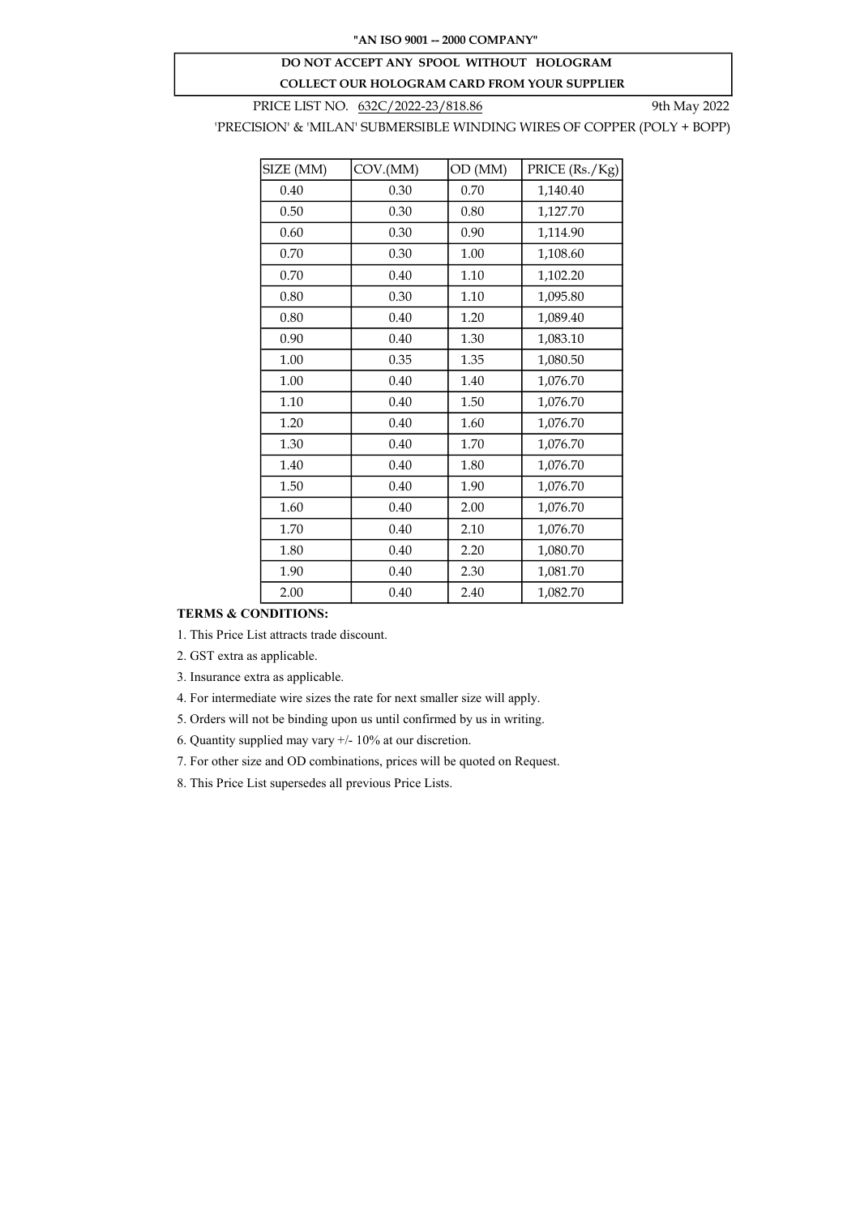**"AN ISO 9001 -- 2000 COMPANY"**

**DO NOT ACCEPT ANY SPOOL WITHOUT HOLOGRAM**

**COLLECT OUR HOLOGRAM CARD FROM YOUR SUPPLIER**

PRICE LIST NO. 632C/2022-23/818.86 9th May 2022

'PRECISION' & 'MILAN' SUBMERSIBLE WINDING WIRES OF COPPER (POLY + BOPP)

| SIZE (MM) | COV.(MM) | OD (MM) | PRICE (Rs./Kg) |
|---|---|---|---|
| 0.40 | 0.30 | 0.70 | 1,140.40 |
| 0.50 | 0.30 | 0.80 | 1,127.70 |
| 0.60 | 0.30 | 0.90 | 1,114.90 |
| 0.70 | 0.30 | 1.00 | 1,108.60 |
| 0.70 | 0.40 | 1.10 | 1,102.20 |
| 0.80 | 0.30 | 1.10 | 1,095.80 |
| 0.80 | 0.40 | 1.20 | 1,089.40 |
| 0.90 | 0.40 | 1.30 | 1,083.10 |
| 1.00 | 0.35 | 1.35 | 1,080.50 |
| 1.00 | 0.40 | 1.40 | 1,076.70 |
| 1.10 | 0.40 | 1.50 | 1,076.70 |
| 1.20 | 0.40 | 1.60 | 1,076.70 |
| 1.30 | 0.40 | 1.70 | 1,076.70 |
| 1.40 | 0.40 | 1.80 | 1,076.70 |
| 1.50 | 0.40 | 1.90 | 1,076.70 |
| 1.60 | 0.40 | 2.00 | 1,076.70 |
| 1.70 | 0.40 | 2.10 | 1,076.70 |
| 1.80 | 0.40 | 2.20 | 1,080.70 |
| 1.90 | 0.40 | 2.30 | 1,081.70 |
| 2.00 | 0.40 | 2.40 | 1,082.70 |

**TERMS & CONDITIONS:**

1. This Price List attracts trade discount.
2. GST extra as applicable.
3. Insurance extra as applicable.
4. For intermediate wire sizes the rate for next smaller size will apply.
5. Orders will not be binding upon us until confirmed by us in writing.
6. Quantity supplied may vary +/- 10% at our discretion.
7. For other size and OD combinations, prices will be quoted on Request.
8. This Price List supersedes all previous Price Lists.